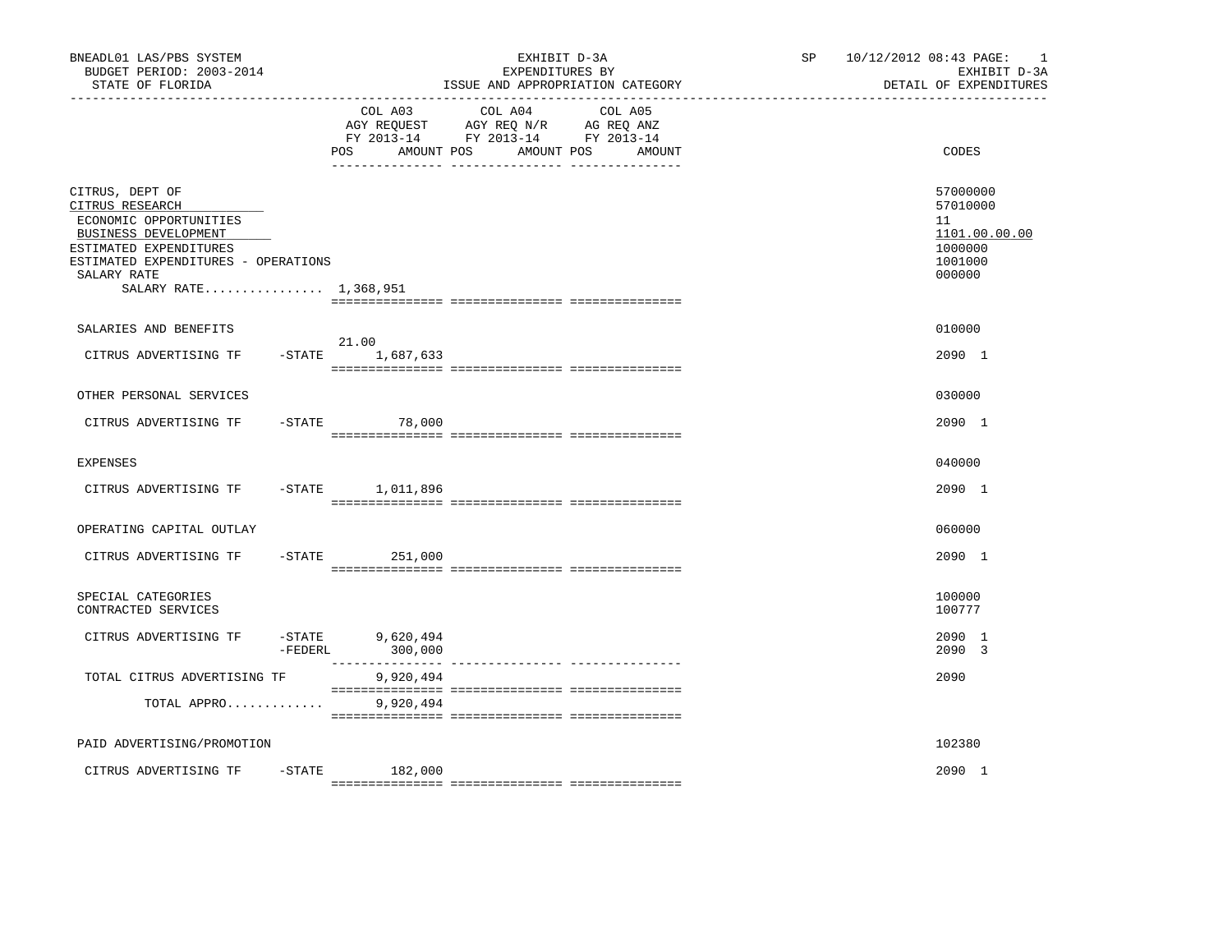BNEADL01 LAS/PBS SYSTEM
BUDGET PERIOD: 2003-2014
STATE OF FLORIDA

EXHIBIT D-3A
EXPENDITURES BY
ISSUE AND APPROPRIATION CATEGORY

SP 10/12/2012 08:43
EXHIBIT D-3A
DETAIL OF EXPENDITURES

| | COL A03 AGY REQUEST FY 2013-14 POS | AMOUNT | COL A04 AGY REQ N/R FY 2013-14 POS | AMOUNT | COL A05 AG REQ ANZ FY 2013-14 POS | AMOUNT | CODES |
|---|---|---|---|---|---|---|---|
| CITRUS, DEPT OF | | | | | | | 57000000 |
| CITRUS RESEARCH | | | | | | | 57010000 |
| ECONOMIC OPPORTUNITIES | | | | | | | 11 |
| BUSINESS DEVELOPMENT | | | | | | | 1101.00.00.00 |
| ESTIMATED EXPENDITURES | | | | | | | 1000000 |
| ESTIMATED EXPENDITURES - OPERATIONS | | | | | | | 1001000 |
| SALARY RATE | | | | | | | 000000 |
| SALARY RATE................ | | 1,368,951 | | | | | |
| SALARIES AND BENEFITS | | | | | | | 010000 |
| CITRUS ADVERTISING TF -STATE | 21.00 | 1,687,633 | | | | | 2090 1 |
| OTHER PERSONAL SERVICES | | | | | | | 030000 |
| CITRUS ADVERTISING TF -STATE | | 78,000 | | | | | 2090 1 |
| EXPENSES | | | | | | | 040000 |
| CITRUS ADVERTISING TF -STATE | | 1,011,896 | | | | | 2090 1 |
| OPERATING CAPITAL OUTLAY | | | | | | | 060000 |
| CITRUS ADVERTISING TF -STATE | | 251,000 | | | | | 2090 1 |
| SPECIAL CATEGORIES | | | | | | | 100000 |
| CONTRACTED SERVICES | | | | | | | 100777 |
| CITRUS ADVERTISING TF -STATE | | 9,620,494 | | | | | 2090 1 |
| -FEDERL | | 300,000 | | | | | 2090 3 |
| TOTAL CITRUS ADVERTISING TF | | 9,920,494 | | | | | 2090 |
| TOTAL APPRO............. | | 9,920,494 | | | | | |
| PAID ADVERTISING/PROMOTION | | | | | | | 102380 |
| CITRUS ADVERTISING TF -STATE | | 182,000 | | | | | 2090 1 |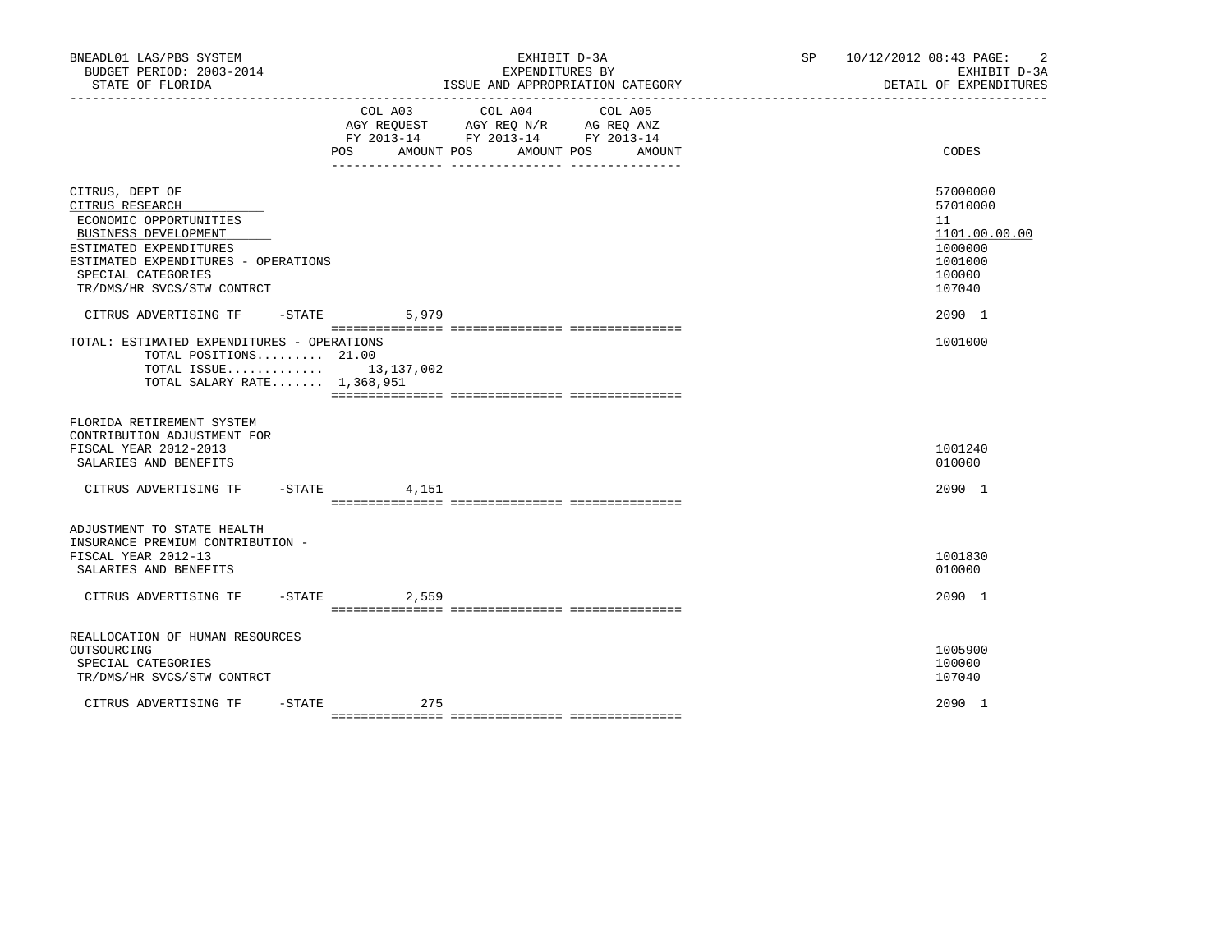BNEADL01 LAS/PBS SYSTEM
BUDGET PERIOD: 2003-2014
STATE OF FLORIDA

EXHIBIT D-3A
EXPENDITURES BY
ISSUE AND APPROPRIATION CATEGORY

SP 10/12/2012 08:43

EXHIBIT D-3A
DETAIL OF EXPENDITURES

| | COL A03 AGY REQUEST FY 2013-14 POS AMOUNT | COL A04 AGY REQ N/R FY 2013-14 POS AMOUNT | COL A05 AG REQ ANZ FY 2013-14 POS AMOUNT | CODES |
|---|---|---|---|---|
| CITRUS, DEPT OF | | | | 57000000 |
| CITRUS RESEARCH | | | | 57010000 |
| ECONOMIC OPPORTUNITIES | | | | 11 |
| BUSINESS DEVELOPMENT | | | | 1101.00.00.00 |
| ESTIMATED EXPENDITURES | | | | 1000000 |
| ESTIMATED EXPENDITURES - OPERATIONS | | | | 1001000 |
| SPECIAL CATEGORIES | | | | 100000 |
| TR/DMS/HR SVCS/STW CONTRCT | | | | 107040 |
| CITRUS ADVERTISING TF -STATE | 5,979 | | | 2090 1 |
| TOTAL: ESTIMATED EXPENDITURES - OPERATIONS | | | | 1001000 |
| TOTAL POSITIONS......... 21.00 | | | | |
| TOTAL ISSUE............. | 13,137,002 | | | |
| TOTAL SALARY RATE....... 1,368,951 | | | | |
| FLORIDA RETIREMENT SYSTEM CONTRIBUTION ADJUSTMENT FOR FISCAL YEAR 2012-2013 | | | | 1001240 |
| SALARIES AND BENEFITS | | | | 010000 |
| CITRUS ADVERTISING TF -STATE | 4,151 | | | 2090 1 |
| ADJUSTMENT TO STATE HEALTH INSURANCE PREMIUM CONTRIBUTION - FISCAL YEAR 2012-13 | | | | 1001830 |
| SALARIES AND BENEFITS | | | | 010000 |
| CITRUS ADVERTISING TF -STATE | 2,559 | | | 2090 1 |
| REALLOCATION OF HUMAN RESOURCES OUTSOURCING | | | | 1005900 |
| SPECIAL CATEGORIES | | | | 100000 |
| TR/DMS/HR SVCS/STW CONTRCT | | | | 107040 |
| CITRUS ADVERTISING TF -STATE | 275 | | | 2090 1 |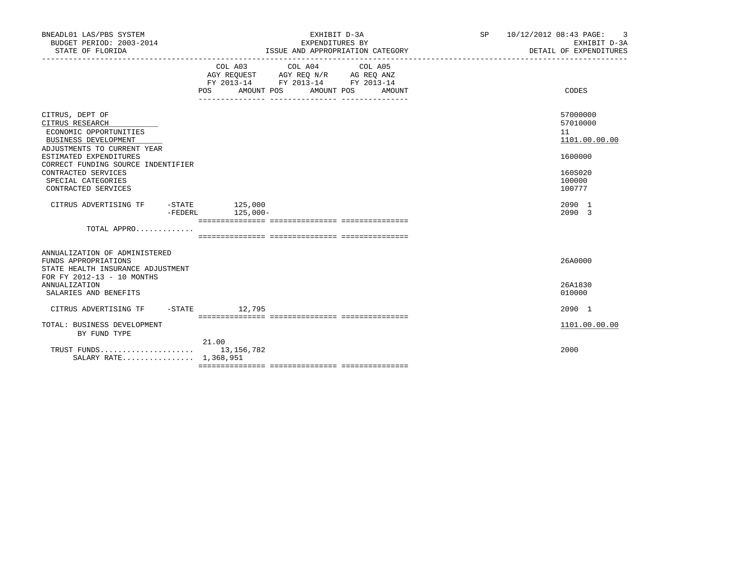| | COL A03 AGY REQUEST FY 2013-14 POS | AMOUNT | COL A04 AGY REQ N/R FY 2013-14 POS | AMOUNT | COL A05 AG REQ ANZ FY 2013-14 POS | AMOUNT | CODES |
|---|---|---|---|---|---|---|---|
| CITRUS, DEPT OF | | | | | | | 57000000 |
| CITRUS RESEARCH | | | | | | | 57010000 |
| ECONOMIC OPPORTUNITIES | | | | | | | 11 |
| BUSINESS DEVELOPMENT | | | | | | | 1101.00.00.00 |
| ADJUSTMENTS TO CURRENT YEAR ESTIMATED EXPENDITURES | | | | | | | 1600000 |
| CORRECT FUNDING SOURCE INDENTIFIER CONTRACTED SERVICES | | | | | | | 160S020 |
| SPECIAL CATEGORIES | | | | | | | 100000 |
| CONTRACTED SERVICES | | | | | | | 100777 |
| CITRUS ADVERTISING TF -STATE | | 125,000 | | | | | 2090 1 |
| -FEDERL | | 125,000- | | | | | 2090 3 |
| TOTAL APPRO............. | | | | | | | |
| ANNUALIZATION OF ADMINISTERED FUNDS APPROPRIATIONS | | | | | | | 26A0000 |
| STATE HEALTH INSURANCE ADJUSTMENT FOR FY 2012-13 - 10 MONTHS ANNUALIZATION | | | | | | | 26A1830 |
| SALARIES AND BENEFITS | | | | | | | 010000 |
| CITRUS ADVERTISING TF -STATE | | 12,795 | | | | | 2090 1 |
| TOTAL: BUSINESS DEVELOPMENT BY FUND TYPE | | | | | | | 1101.00.00.00 |
| TRUST FUNDS..................... | 21.00 | 13,156,782 | | | | | 2000 |
| SALARY RATE................ | 1,368,951 | | | | | | |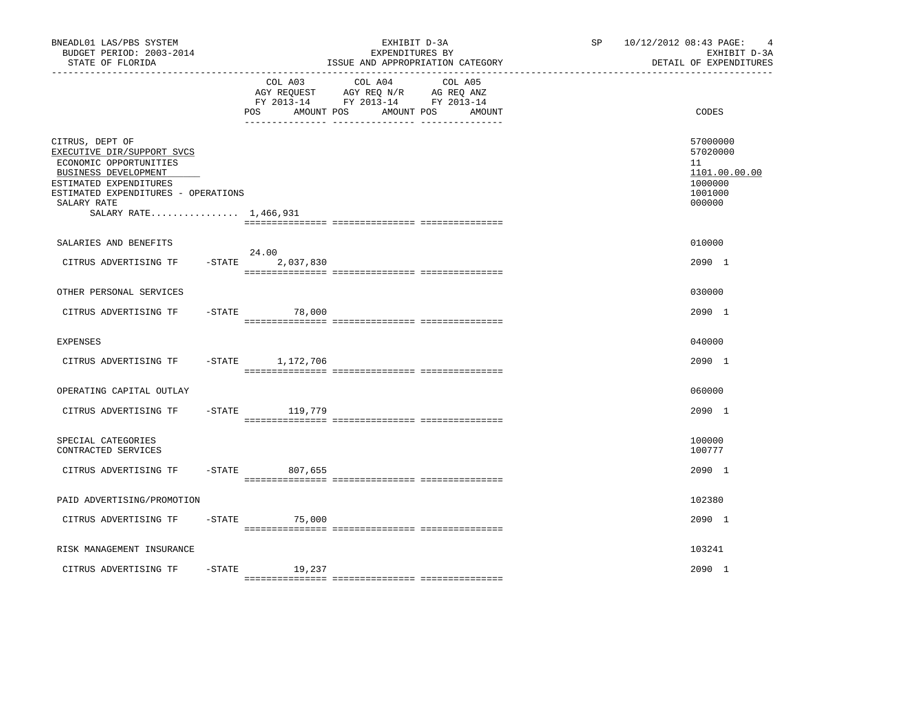BNEADL01 LAS/PBS SYSTEM | EXHIBIT D-3A | SP 10/12/2012 08:43
BUDGET PERIOD: 2003-2014 | EXPENDITURES BY | EXHIBIT D-3A
STATE OF FLORIDA | ISSUE AND APPROPRIATION CATEGORY | DETAIL OF EXPENDITURES

| | COL A03 AGY REQUEST FY 2013-14 POS AMOUNT | COL A04 AGY REQ N/R FY 2013-14 POS AMOUNT | COL A05 AG REQ ANZ FY 2013-14 POS AMOUNT | CODES |
|---|---|---|---|---|
| CITRUS, DEPT OF | | | | 57000000 |
| EXECUTIVE DIR/SUPPORT SVCS | | | | 57020000 |
| ECONOMIC OPPORTUNITIES | | | | 11 |
| BUSINESS DEVELOPMENT | | | | 1101.00.00.00 |
| ESTIMATED EXPENDITURES | | | | 1000000 |
| ESTIMATED EXPENDITURES - OPERATIONS | | | | 1001000 |
| SALARY RATE | | | | 000000 |
| SALARY RATE................ 1,466,931 | | | | |
| SALARIES AND BENEFITS | | | | 010000 |
| CITRUS ADVERTISING TF -STATE | 24.00 2,037,830 | | | 2090 1 |
| OTHER PERSONAL SERVICES | | | | 030000 |
| CITRUS ADVERTISING TF -STATE | 78,000 | | | 2090 1 |
| EXPENSES | | | | 040000 |
| CITRUS ADVERTISING TF -STATE | 1,172,706 | | | 2090 1 |
| OPERATING CAPITAL OUTLAY | | | | 060000 |
| CITRUS ADVERTISING TF -STATE | 119,779 | | | 2090 1 |
| SPECIAL CATEGORIES | | | | 100000 |
| CONTRACTED SERVICES | | | | 100777 |
| CITRUS ADVERTISING TF -STATE | 807,655 | | | 2090 1 |
| PAID ADVERTISING/PROMOTION | | | | 102380 |
| CITRUS ADVERTISING TF -STATE | 75,000 | | | 2090 1 |
| RISK MANAGEMENT INSURANCE | | | | 103241 |
| CITRUS ADVERTISING TF -STATE | 19,237 | | | 2090 1 |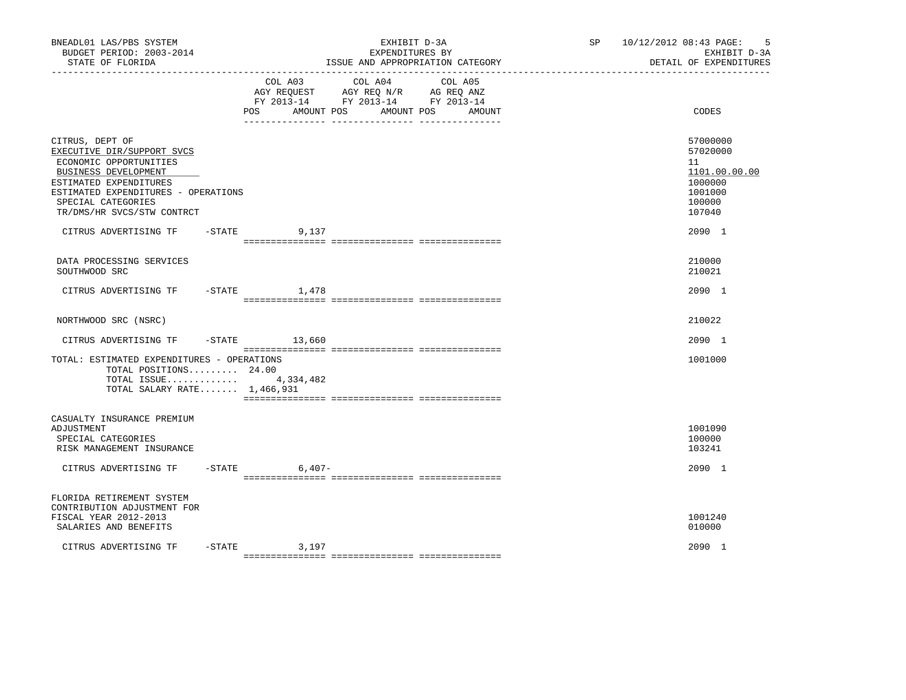BNEADL01 LAS/PBS SYSTEM | EXHIBIT D-3A | SP 10/12/2012 08:43

BUDGET PERIOD: 2003-2014 | EXPENDITURES BY | EXHIBIT D-3A

STATE OF FLORIDA | ISSUE AND APPROPRIATION CATEGORY | DETAIL OF EXPENDITURES

| | COL A03 AGY REQUEST FY 2013-14 POS | AMOUNT | COL A04 AGY REQ N/R FY 2013-14 POS | AMOUNT | COL A05 AG REQ ANZ FY 2013-14 POS | AMOUNT | CODES |
|---|---|---|---|---|---|---|---|
| CITRUS, DEPT OF | | | | | | | 57000000 |
| EXECUTIVE DIR/SUPPORT SVCS | | | | | | | 57020000 |
| ECONOMIC OPPORTUNITIES | | | | | | | 11 |
| BUSINESS DEVELOPMENT | | | | | | | 1101.00.00.00 |
| ESTIMATED EXPENDITURES | | | | | | | 1000000 |
| ESTIMATED EXPENDITURES - OPERATIONS | | | | | | | 1001000 |
| SPECIAL CATEGORIES | | | | | | | 100000 |
| TR/DMS/HR SVCS/STW CONTRCT | | | | | | | 107040 |
| CITRUS ADVERTISING TF -STATE | | 9,137 | | | | | 2090 1 |
| DATA PROCESSING SERVICES | | | | | | | 210000 |
| SOUTHWOOD SRC | | | | | | | 210021 |
| CITRUS ADVERTISING TF -STATE | | 1,478 | | | | | 2090 1 |
| NORTHWOOD SRC (NSRC) | | | | | | | 210022 |
| CITRUS ADVERTISING TF -STATE | | 13,660 | | | | | 2090 1 |
| TOTAL: ESTIMATED EXPENDITURES - OPERATIONS | | | | | | | 1001000 |
| TOTAL POSITIONS......... | 24.00 | | | | | | |
| TOTAL ISSUE............ | | 4,334,482 | | | | | |
| TOTAL SALARY RATE....... | | 1,466,931 | | | | | |
| CASUALTY INSURANCE PREMIUM ADJUSTMENT | | | | | | | 1001090 |
| SPECIAL CATEGORIES | | | | | | | 100000 |
| RISK MANAGEMENT INSURANCE | | | | | | | 103241 |
| CITRUS ADVERTISING TF -STATE | | 6,407- | | | | | 2090 1 |
| FLORIDA RETIREMENT SYSTEM CONTRIBUTION ADJUSTMENT FOR FISCAL YEAR 2012-2013 | | | | | | | 1001240 |
| SALARIES AND BENEFITS | | | | | | | 010000 |
| CITRUS ADVERTISING TF -STATE | | 3,197 | | | | | 2090 1 |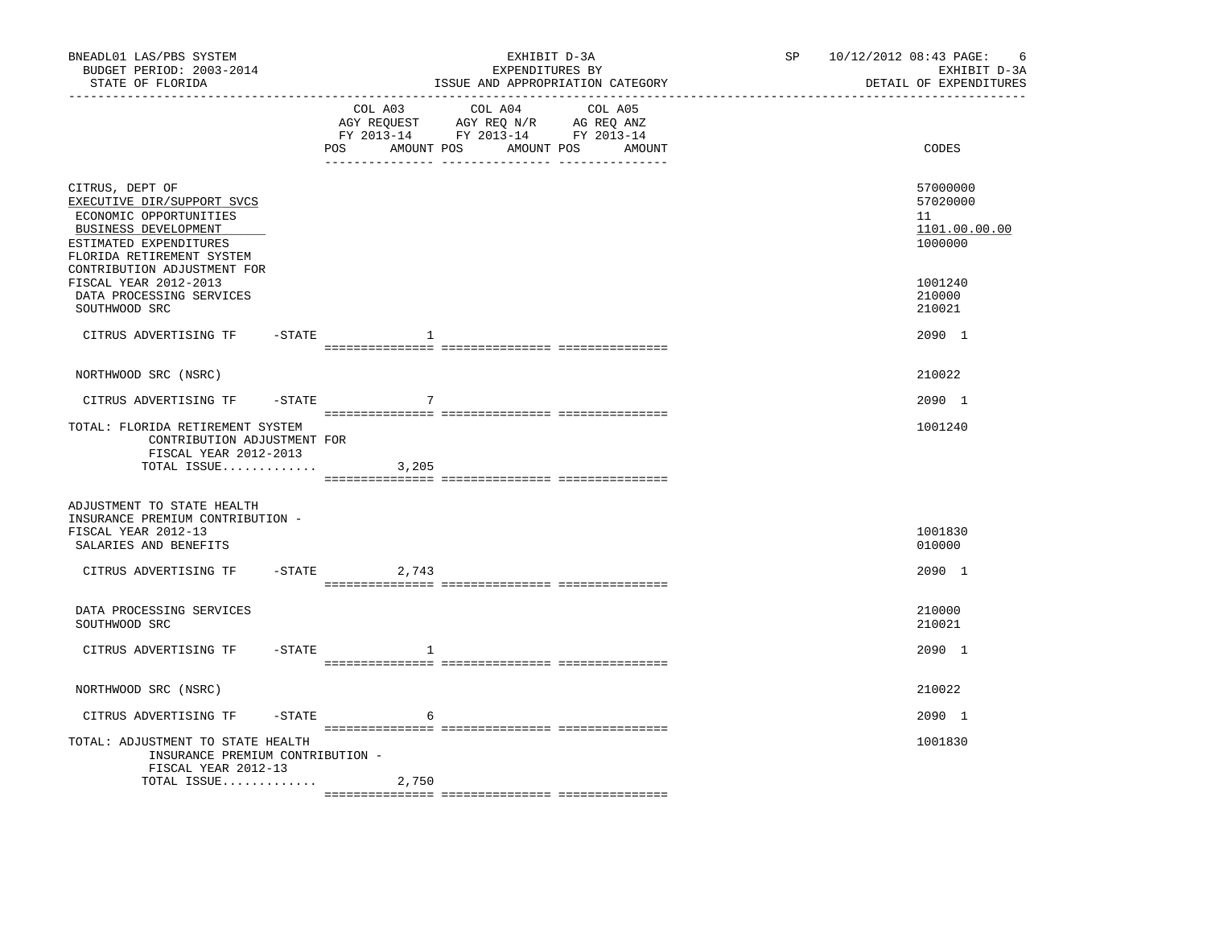BNEADL01 LAS/PBS SYSTEM · BUDGET PERIOD: 2003-2014 · STATE OF FLORIDA

EXHIBIT D-3A · EXPENDITURES BY ISSUE AND APPROPRIATION CATEGORY

SP 10/12/2012 08:43 · EXHIBIT D-3A · DETAIL OF EXPENDITURES

| | COL A03 AGY REQUEST FY 2013-14 POS | AMOUNT | COL A04 AGY REQ N/R FY 2013-14 POS | AMOUNT | COL A05 AG REQ ANZ FY 2013-14 POS | AMOUNT | CODES |
|---|---|---|---|---|---|---|---|
| CITRUS, DEPT OF | | | | | | | 57000000 |
| EXECUTIVE DIR/SUPPORT SVCS | | | | | | | 57020000 |
| ECONOMIC OPPORTUNITIES | | | | | | | 11 |
| BUSINESS DEVELOPMENT | | | | | | | 1101.00.00.00 |
| ESTIMATED EXPENDITURES | | | | | | | 1000000 |
| FLORIDA RETIREMENT SYSTEM CONTRIBUTION ADJUSTMENT FOR FISCAL YEAR 2012-2013 | | | | | | | 1001240 |
| DATA PROCESSING SERVICES | | | | | | | 210000 |
| SOUTHWOOD SRC | | | | | | | 210021 |
| CITRUS ADVERTISING TF -STATE | | 1 | | | | | 2090 1 |
| NORTHWOOD SRC (NSRC) | | | | | | | 210022 |
| CITRUS ADVERTISING TF -STATE | | 7 | | | | | 2090 1 |
| TOTAL: FLORIDA RETIREMENT SYSTEM CONTRIBUTION ADJUSTMENT FOR FISCAL YEAR 2012-2013 | | | | | | | 1001240 |
| TOTAL ISSUE............. | | 3,205 | | | | | |
| ADJUSTMENT TO STATE HEALTH INSURANCE PREMIUM CONTRIBUTION - FISCAL YEAR 2012-13 | | | | | | | 1001830 |
| SALARIES AND BENEFITS | | | | | | | 010000 |
| CITRUS ADVERTISING TF -STATE | | 2,743 | | | | | 2090 1 |
| DATA PROCESSING SERVICES | | | | | | | 210000 |
| SOUTHWOOD SRC | | | | | | | 210021 |
| CITRUS ADVERTISING TF -STATE | | 1 | | | | | 2090 1 |
| NORTHWOOD SRC (NSRC) | | | | | | | 210022 |
| CITRUS ADVERTISING TF -STATE | | 6 | | | | | 2090 1 |
| TOTAL: ADJUSTMENT TO STATE HEALTH INSURANCE PREMIUM CONTRIBUTION - FISCAL YEAR 2012-13 | | | | | | | 1001830 |
| TOTAL ISSUE............. | | 2,750 | | | | | |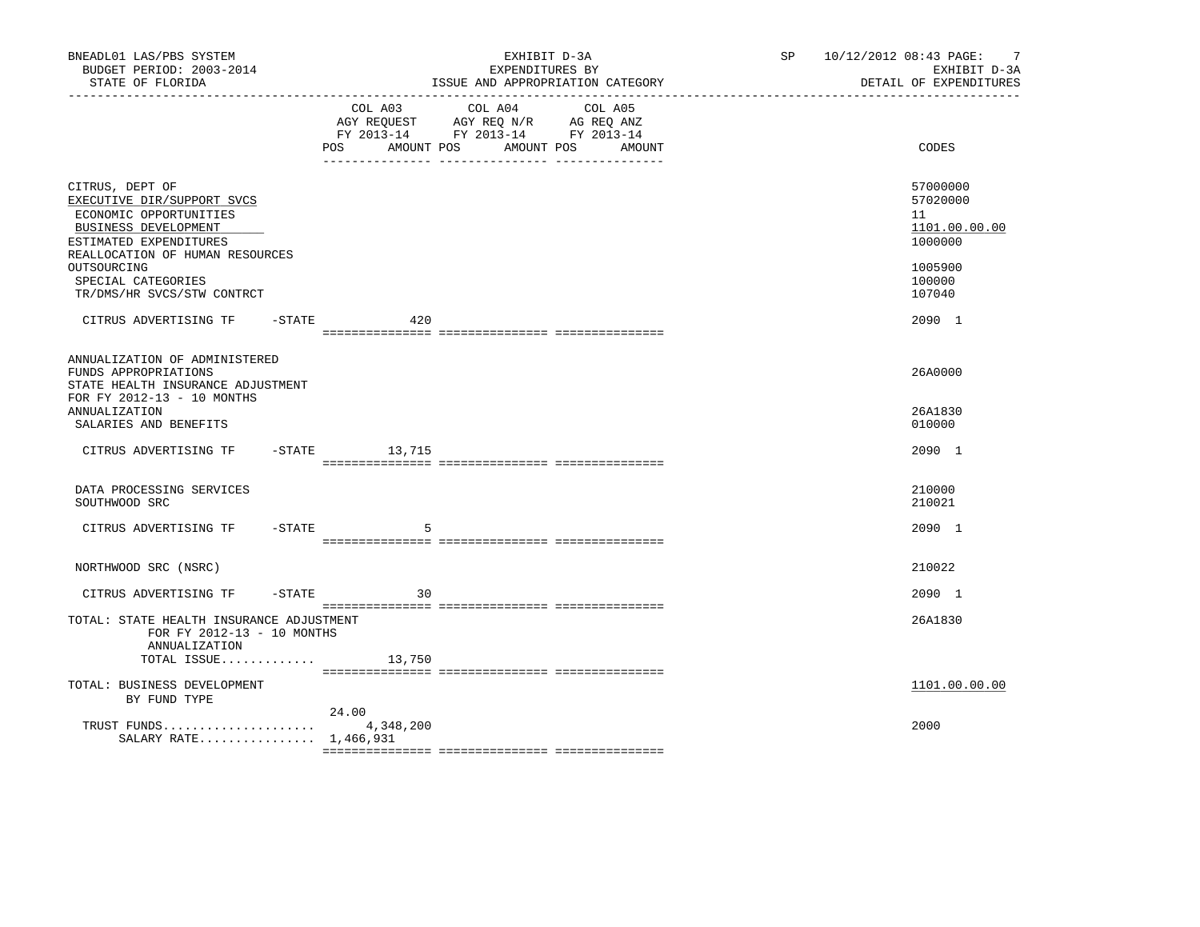BNEADL01 LAS/PBS SYSTEM — EXHIBIT D-3A — SP 10/12/2012 08:43
BUDGET PERIOD: 2003-2014 — EXPENDITURES BY — EXHIBIT D-3A
STATE OF FLORIDA — ISSUE AND APPROPRIATION CATEGORY — DETAIL OF EXPENDITURES

| | COL A03 AGY REQUEST FY 2013-14 POS | AMOUNT | COL A04 AGY REQ N/R FY 2013-14 POS | AMOUNT | COL A05 AG REQ ANZ FY 2013-14 POS | AMOUNT | CODES |
|---|---|---|---|---|---|---|---|
| CITRUS, DEPT OF | | | | | | | 57000000 |
| EXECUTIVE DIR/SUPPORT SVCS | | | | | | | 57020000 |
| ECONOMIC OPPORTUNITIES | | | | | | | 11 |
| BUSINESS DEVELOPMENT | | | | | | | 1101.00.00.00 |
| ESTIMATED EXPENDITURES | | | | | | | 1000000 |
| REALLOCATION OF HUMAN RESOURCES OUTSOURCING | | | | | | | 1005900 |
| SPECIAL CATEGORIES | | | | | | | 100000 |
| TR/DMS/HR SVCS/STW CONTRCT | | | | | | | 107040 |
| CITRUS ADVERTISING TF -STATE | | 420 | | | | | 2090 1 |
| ANNUALIZATION OF ADMINISTERED FUNDS APPROPRIATIONS | | | | | | | 26A0000 |
| STATE HEALTH INSURANCE ADJUSTMENT FOR FY 2012-13 - 10 MONTHS ANNUALIZATION | | | | | | | 26A1830 |
| SALARIES AND BENEFITS | | | | | | | 010000 |
| CITRUS ADVERTISING TF -STATE | | 13,715 | | | | | 2090 1 |
| DATA PROCESSING SERVICES | | | | | | | 210000 |
| SOUTHWOOD SRC | | | | | | | 210021 |
| CITRUS ADVERTISING TF -STATE | | 5 | | | | | 2090 1 |
| NORTHWOOD SRC (NSRC) | | | | | | | 210022 |
| CITRUS ADVERTISING TF -STATE | | 30 | | | | | 2090 1 |
| TOTAL: STATE HEALTH INSURANCE ADJUSTMENT FOR FY 2012-13 - 10 MONTHS ANNUALIZATION | | | | | | | 26A1830 |
| TOTAL ISSUE............ | | 13,750 | | | | | |
| TOTAL: BUSINESS DEVELOPMENT | | | | | | | 1101.00.00.00 |
| BY FUND TYPE | | | | | | | |
| TRUST FUNDS.................... | 24.00 | 4,348,200 | | | | | 2000 |
| SALARY RATE................ | | 1,466,931 | | | | | |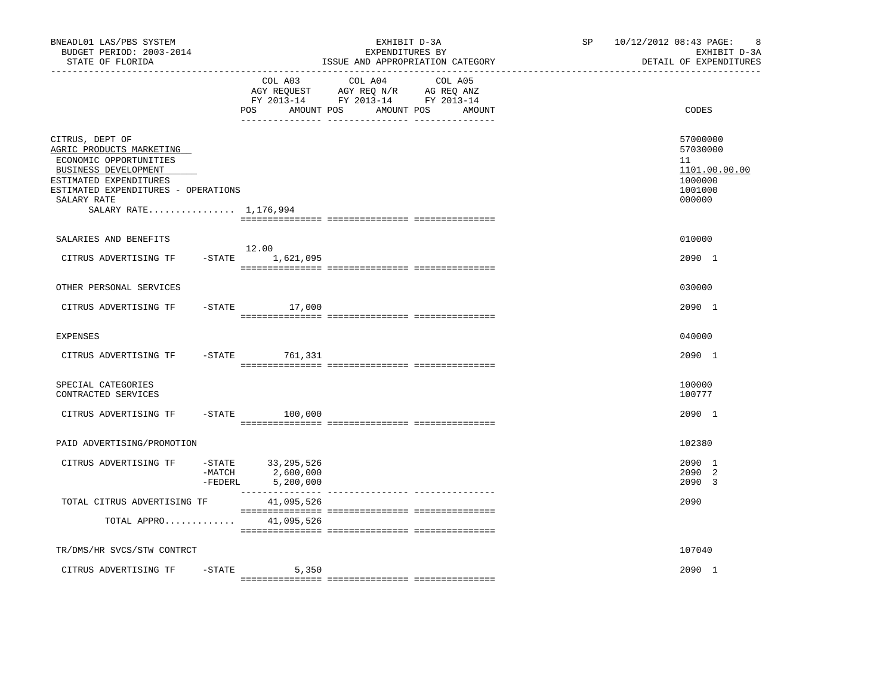BNEADL01 LAS/PBS SYSTEM
BUDGET PERIOD: 2003-2014
STATE OF FLORIDA

EXHIBIT D-3A
EXPENDITURES BY
ISSUE AND APPROPRIATION CATEGORY

SP 10/12/2012 08:43
EXHIBIT D-3A
DETAIL OF EXPENDITURES

| | COL A03 AGY REQUEST FY 2013-14 POS AMOUNT | COL A04 AGY REQ N/R FY 2013-14 POS AMOUNT | COL A05 AG REQ ANZ FY 2013-14 POS AMOUNT | CODES |
|---|---|---|---|---|
| CITRUS, DEPT OF | | | | 57000000 |
| AGRIC PRODUCTS MARKETING | | | | 57030000 |
| ECONOMIC OPPORTUNITIES | | | | 11 |
| BUSINESS DEVELOPMENT | | | | 1101.00.00.00 |
| ESTIMATED EXPENDITURES | | | | 1000000 |
| ESTIMATED EXPENDITURES - OPERATIONS | | | | 1001000 |
| SALARY RATE | | | | 000000 |
| SALARY RATE................ | 1,176,994 | | | |
| SALARIES AND BENEFITS | | | | 010000 |
| CITRUS ADVERTISING TF -STATE | 12.00 1,621,095 | | | 2090 1 |
| OTHER PERSONAL SERVICES | | | | 030000 |
| CITRUS ADVERTISING TF -STATE | 17,000 | | | 2090 1 |
| EXPENSES | | | | 040000 |
| CITRUS ADVERTISING TF -STATE | 761,331 | | | 2090 1 |
| SPECIAL CATEGORIES | | | | 100000 |
| CONTRACTED SERVICES | | | | 100777 |
| CITRUS ADVERTISING TF -STATE | 100,000 | | | 2090 1 |
| PAID ADVERTISING/PROMOTION | | | | 102380 |
| CITRUS ADVERTISING TF -STATE | 33,295,526 | | | 2090 1 |
| -MATCH | 2,600,000 | | | 2090 2 |
| -FEDERL | 5,200,000 | | | 2090 3 |
| TOTAL CITRUS ADVERTISING TF | 41,095,526 | | | 2090 |
| TOTAL APPRO............. | 41,095,526 | | | |
| TR/DMS/HR SVCS/STW CONTRCT | | | | 107040 |
| CITRUS ADVERTISING TF -STATE | 5,350 | | | 2090 1 |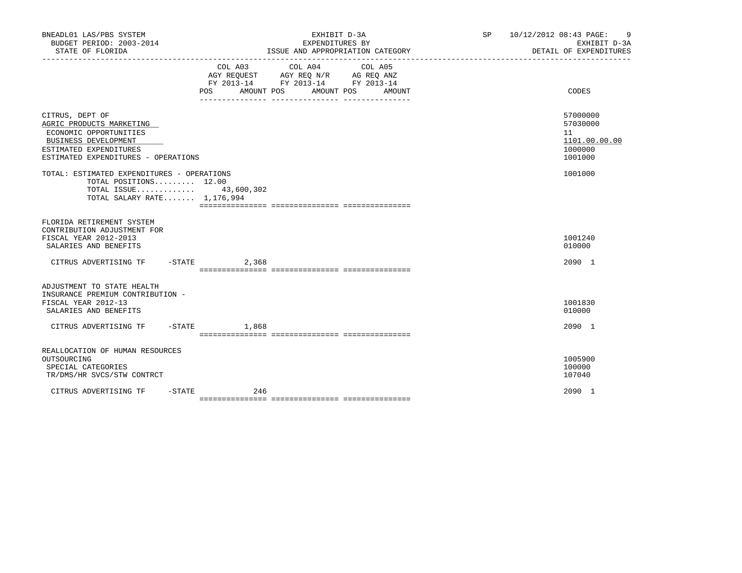BNEADL01 LAS/PBS SYSTEM | EXHIBIT D-3A | SP 10/12/2012 08:43 PAGE: 9
BUDGET PERIOD: 2003-2014 | EXPENDITURES BY | EXHIBIT D-3A
STATE OF FLORIDA | ISSUE AND APPROPRIATION CATEGORY | DETAIL OF EXPENDITURES

| | COL A03 AGY REQUEST FY 2013-14 POS AMOUNT | COL A04 AGY REQ N/R FY 2013-14 POS AMOUNT | COL A05 AG REQ ANZ FY 2013-14 POS AMOUNT | CODES |
|---|---|---|---|---|
| CITRUS, DEPT OF | | | | 57000000 |
| AGRIC PRODUCTS MARKETING | | | | 57030000 |
| ECONOMIC OPPORTUNITIES | | | | 11 |
| BUSINESS DEVELOPMENT | | | | 1101.00.00.00 |
| ESTIMATED EXPENDITURES | | | | 1000000 |
| ESTIMATED EXPENDITURES - OPERATIONS | | | | 1001000 |
| TOTAL: ESTIMATED EXPENDITURES - OPERATIONS | | | | 1001000 |
| TOTAL POSITIONS......... 12.00 | | | | |
| TOTAL ISSUE............. | 43,600,302 | | | |
| TOTAL SALARY RATE....... 1,176,994 | | | | |
| FLORIDA RETIREMENT SYSTEM CONTRIBUTION ADJUSTMENT FOR FISCAL YEAR 2012-2013 | | | | 1001240 |
| SALARIES AND BENEFITS | | | | 010000 |
| CITRUS ADVERTISING TF -STATE | 2,368 | | | 2090 1 |
| ADJUSTMENT TO STATE HEALTH INSURANCE PREMIUM CONTRIBUTION - FISCAL YEAR 2012-13 | | | | 1001830 |
| SALARIES AND BENEFITS | | | | 010000 |
| CITRUS ADVERTISING TF -STATE | 1,868 | | | 2090 1 |
| REALLOCATION OF HUMAN RESOURCES OUTSOURCING | | | | 1005900 |
| SPECIAL CATEGORIES | | | | 100000 |
| TR/DMS/HR SVCS/STW CONTRCT | | | | 107040 |
| CITRUS ADVERTISING TF -STATE | 246 | | | 2090 1 |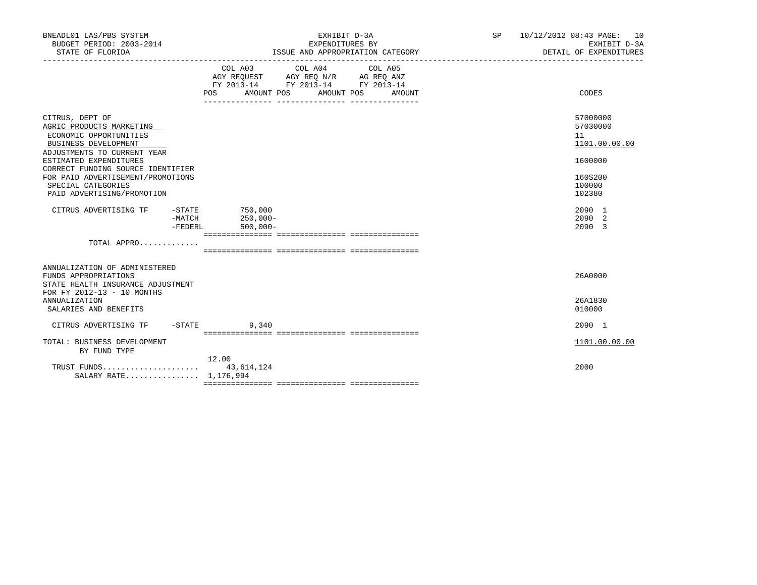BNEADL01 LAS/PBS SYSTEM
BUDGET PERIOD: 2003-2014
STATE OF FLORIDA

EXHIBIT D-3A
EXPENDITURES BY
ISSUE AND APPROPRIATION CATEGORY

SP 10/12/2012 08:43
EXHIBIT D-3A
DETAIL OF EXPENDITURES

| | | COL A03 AGY REQUEST FY 2013-14 POS | AMOUNT | COL A04 AGY REQ N/R FY 2013-14 POS | AMOUNT | COL A05 AG REQ ANZ FY 2013-14 POS | AMOUNT | CODES |
|---|---|---|---|---|---|---|---|---|
| CITRUS, DEPT OF | | | | | | | | 57000000 |
| AGRIC PRODUCTS MARKETING | | | | | | | | 57030000 |
| ECONOMIC OPPORTUNITIES | | | | | | | | 11 |
| BUSINESS DEVELOPMENT | | | | | | | | 1101.00.00.00 |
| ADJUSTMENTS TO CURRENT YEAR ESTIMATED EXPENDITURES | | | | | | | | 1600000 |
| CORRECT FUNDING SOURCE IDENTIFIER FOR PAID ADVERTISEMENT/PROMOTIONS | | | | | | | | 160S200 |
| SPECIAL CATEGORIES | | | | | | | | 100000 |
| PAID ADVERTISING/PROMOTION | | | | | | | | 102380 |
| CITRUS ADVERTISING TF | -STATE | | 750,000 | | | | | 2090 1 |
| | -MATCH | | 250,000- | | | | | 2090 2 |
| | -FEDERL | | 500,000- | | | | | 2090 3 |
| TOTAL APPRO............. | | | | | | | | |
| ANNUALIZATION OF ADMINISTERED FUNDS APPROPRIATIONS | | | | | | | | 26A0000 |
| STATE HEALTH INSURANCE ADJUSTMENT FOR FY 2012-13 - 10 MONTHS ANNUALIZATION | | | | | | | | 26A1830 |
| SALARIES AND BENEFITS | | | | | | | | 010000 |
| CITRUS ADVERTISING TF | -STATE | | 9,340 | | | | | 2090 1 |
| TOTAL: BUSINESS DEVELOPMENT BY FUND TYPE | | | | | | | | 1101.00.00.00 |
| TRUST FUNDS..................... | | 12.00 | 43,614,124 | | | | | 2000 |
| SALARY RATE................ | | 1,176,994 | | | | | | |